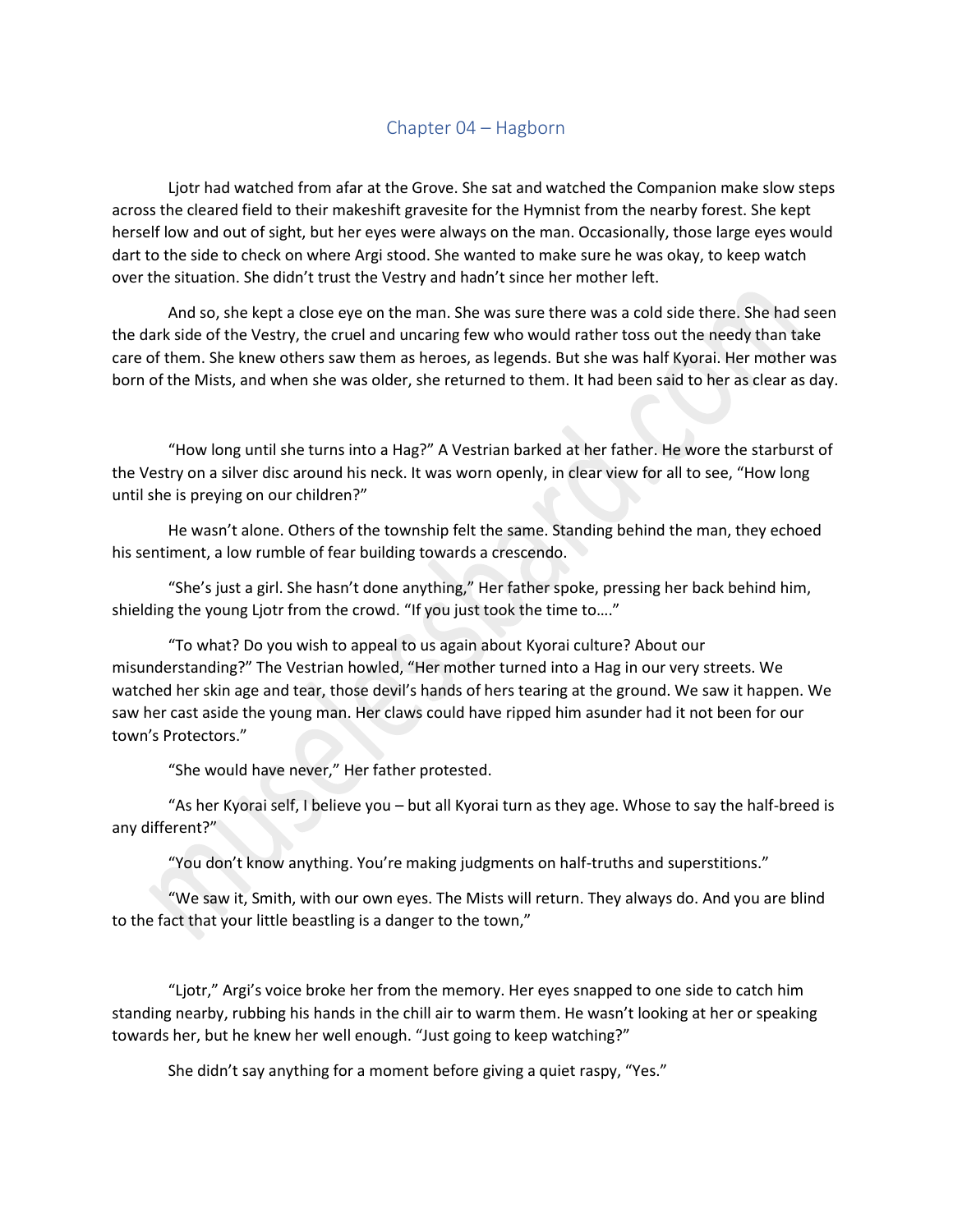# Chapter 04 – Hagborn

Ljotr had watched from afar at the Grove. She sat and watched the Companion make slow steps across the cleared field to their makeshift gravesite for the Hymnist from the nearby forest. She kept herself low and out of sight, but her eyes were always on the man. Occasionally, those large eyes would dart to the side to check on where Argi stood. She wanted to make sure he was okay, to keep watch over the situation. She didn't trust the Vestry and hadn't since her mother left.

And so, she kept a close eye on the man. She was sure there was a cold side there. She had seen the dark side of the Vestry, the cruel and uncaring few who would rather toss out the needy than take care of them. She knew others saw them as heroes, as legends. But she was half Kyorai. Her mother was born of the Mists, and when she was older, she returned to them. It had been said to her as clear as day.

"How long until she turns into a Hag?" A Vestrian barked at her father. He wore the starburst of the Vestry on a silver disc around his neck. It was worn openly, in clear view for all to see, "How long until she is preying on our children?"

He wasn't alone. Others of the township felt the same. Standing behind the man, they echoed his sentiment, a low rumble of fear building towards a crescendo.

"She's just a girl. She hasn't done anything," Her father spoke, pressing her back behind him, shielding the young Ljotr from the crowd. "If you just took the time to…."

"To what? Do you wish to appeal to us again about Kyorai culture? About our misunderstanding?" The Vestrian howled, "Her mother turned into a Hag in our very streets. We watched her skin age and tear, those devil's hands of hers tearing at the ground. We saw it happen. We saw her cast aside the young man. Her claws could have ripped him asunder had it not been for our town's Protectors."

"She would have never," Her father protested.

"As her Kyorai self, I believe you – but all Kyorai turn as they age. Whose to say the half-breed is any different?"

"You don't know anything. You're making judgments on half-truths and superstitions."

"We saw it, Smith, with our own eyes. The Mists will return. They always do. And you are blind to the fact that your little beastling is a danger to the town,"

"Ljotr," Argi's voice broke her from the memory. Her eyes snapped to one side to catch him standing nearby, rubbing his hands in the chill air to warm them. He wasn't looking at her or speaking towards her, but he knew her well enough. "Just going to keep watching?"

She didn't say anything for a moment before giving a quiet raspy, "Yes."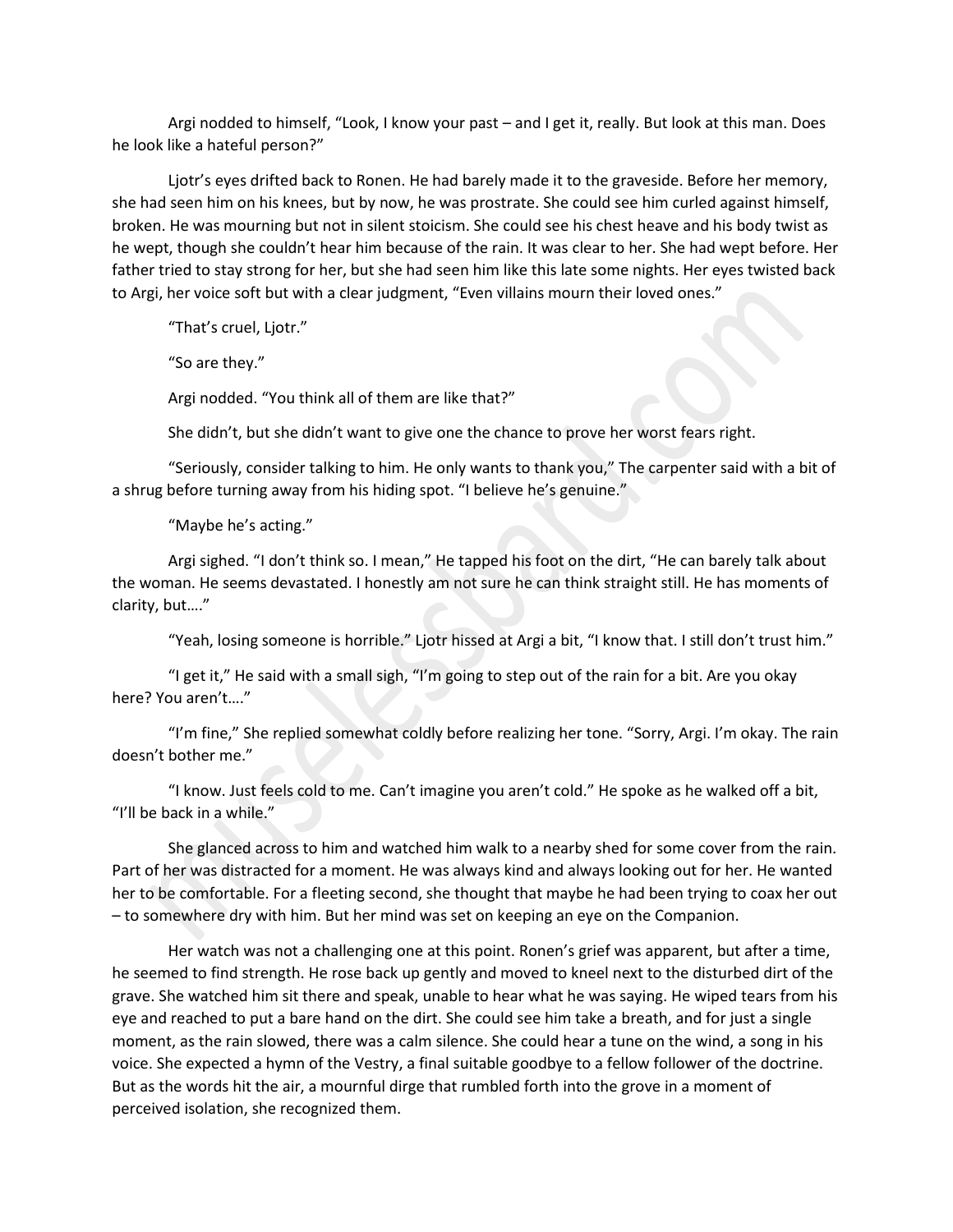Argi nodded to himself, "Look, I know your past – and I get it, really. But look at this man. Does he look like a hateful person?"

Ljotr's eyes drifted back to Ronen. He had barely made it to the graveside. Before her memory, she had seen him on his knees, but by now, he was prostrate. She could see him curled against himself, broken. He was mourning but not in silent stoicism. She could see his chest heave and his body twist as he wept, though she couldn't hear him because of the rain. It was clear to her. She had wept before. Her father tried to stay strong for her, but she had seen him like this late some nights. Her eyes twisted back to Argi, her voice soft but with a clear judgment, "Even villains mourn their loved ones."

"That's cruel, Ljotr."

"So are they."

Argi nodded. "You think all of them are like that?"

She didn't, but she didn't want to give one the chance to prove her worst fears right.

"Seriously, consider talking to him. He only wants to thank you," The carpenter said with a bit of a shrug before turning away from his hiding spot. "I believe he's genuine."

"Maybe he's acting."

Argi sighed. "I don't think so. I mean," He tapped his foot on the dirt, "He can barely talk about the woman. He seems devastated. I honestly am not sure he can think straight still. He has moments of clarity, but…."

"Yeah, losing someone is horrible." Ljotr hissed at Argi a bit, "I know that. I still don't trust him."

"I get it," He said with a small sigh, "I'm going to step out of the rain for a bit. Are you okay here? You aren't…."

"I'm fine," She replied somewhat coldly before realizing her tone. "Sorry, Argi. I'm okay. The rain doesn't bother me."

"I know. Just feels cold to me. Can't imagine you aren't cold." He spoke as he walked off a bit, "I'll be back in a while."

She glanced across to him and watched him walk to a nearby shed for some cover from the rain. Part of her was distracted for a moment. He was always kind and always looking out for her. He wanted her to be comfortable. For a fleeting second, she thought that maybe he had been trying to coax her out – to somewhere dry with him. But her mind was set on keeping an eye on the Companion.

Her watch was not a challenging one at this point. Ronen's grief was apparent, but after a time, he seemed to find strength. He rose back up gently and moved to kneel next to the disturbed dirt of the grave. She watched him sit there and speak, unable to hear what he was saying. He wiped tears from his eye and reached to put a bare hand on the dirt. She could see him take a breath, and for just a single moment, as the rain slowed, there was a calm silence. She could hear a tune on the wind, a song in his voice. She expected a hymn of the Vestry, a final suitable goodbye to a fellow follower of the doctrine. But as the words hit the air, a mournful dirge that rumbled forth into the grove in a moment of perceived isolation, she recognized them.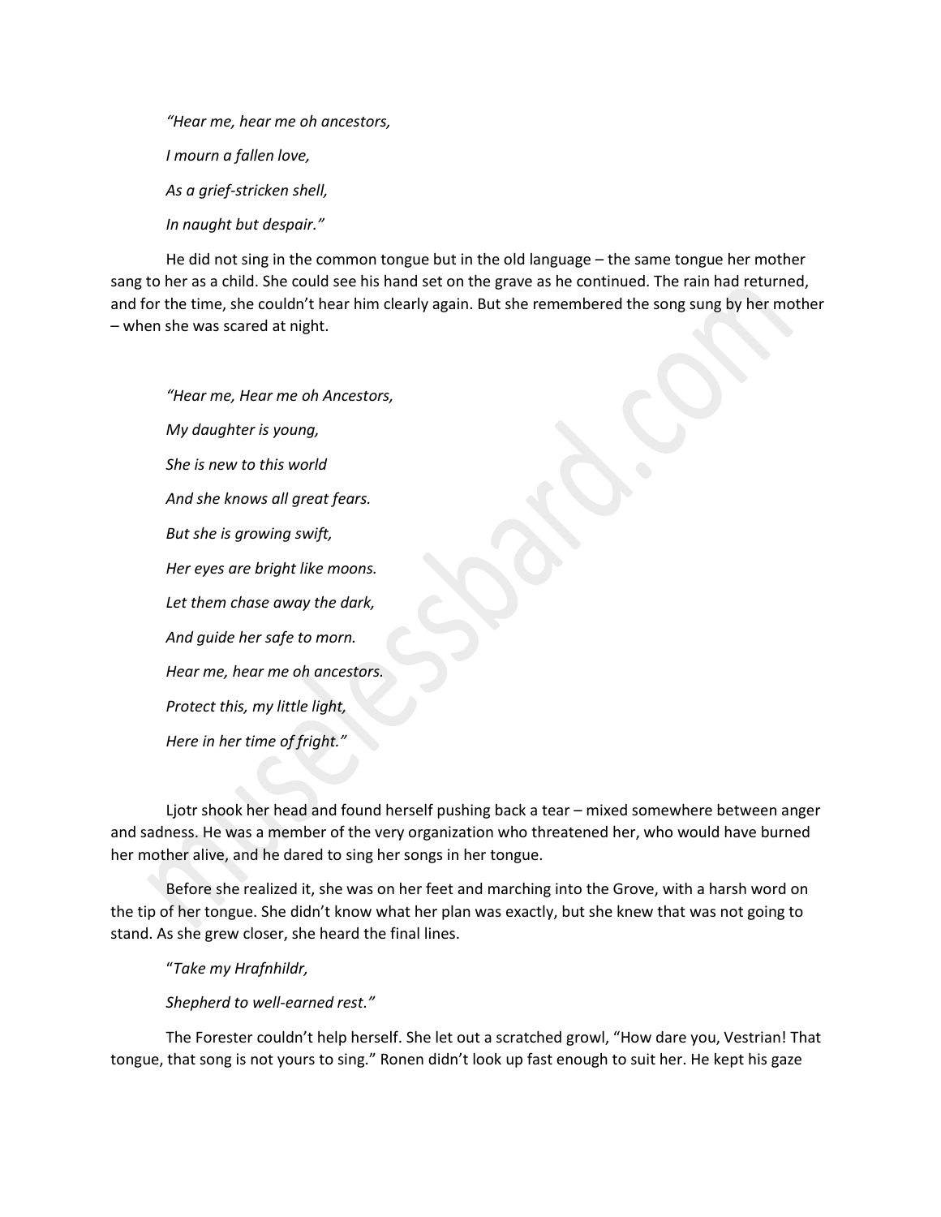*"Hear me, hear me oh ancestors,*

*I mourn a fallen love,*

*As a grief-stricken shell,*

*In naught but despair."*

He did not sing in the common tongue but in the old language – the same tongue her mother sang to her as a child. She could see his hand set on the grave as he continued. The rain had returned, and for the time, she couldn't hear him clearly again. But she remembered the song sung by her mother – when she was scared at night.

*"Hear me, Hear me oh Ancestors,*

*My daughter is young,*

*She is new to this world*

*And she knows all great fears.*

*But she is growing swift,*

*Her eyes are bright like moons.*

*Let them chase away the dark,*

*And guide her safe to morn.*

*Hear me, hear me oh ancestors.*

*Protect this, my little light,*

*Here in her time of fright."*

Ljotr shook her head and found herself pushing back a tear – mixed somewhere between anger and sadness. He was a member of the very organization who threatened her, who would have burned her mother alive, and he dared to sing her songs in her tongue.

Before she realized it, she was on her feet and marching into the Grove, with a harsh word on the tip of her tongue. She didn't know what her plan was exactly, but she knew that was not going to stand. As she grew closer, she heard the final lines.

"*Take my Hrafnhildr,*

*Shepherd to well-earned rest.*"

The Forester couldn't help herself. She let out a scratched growl, "How dare you, Vestrian! That tongue, that song is not yours to sing." Ronen didn't look up fast enough to suit her. He kept his gaze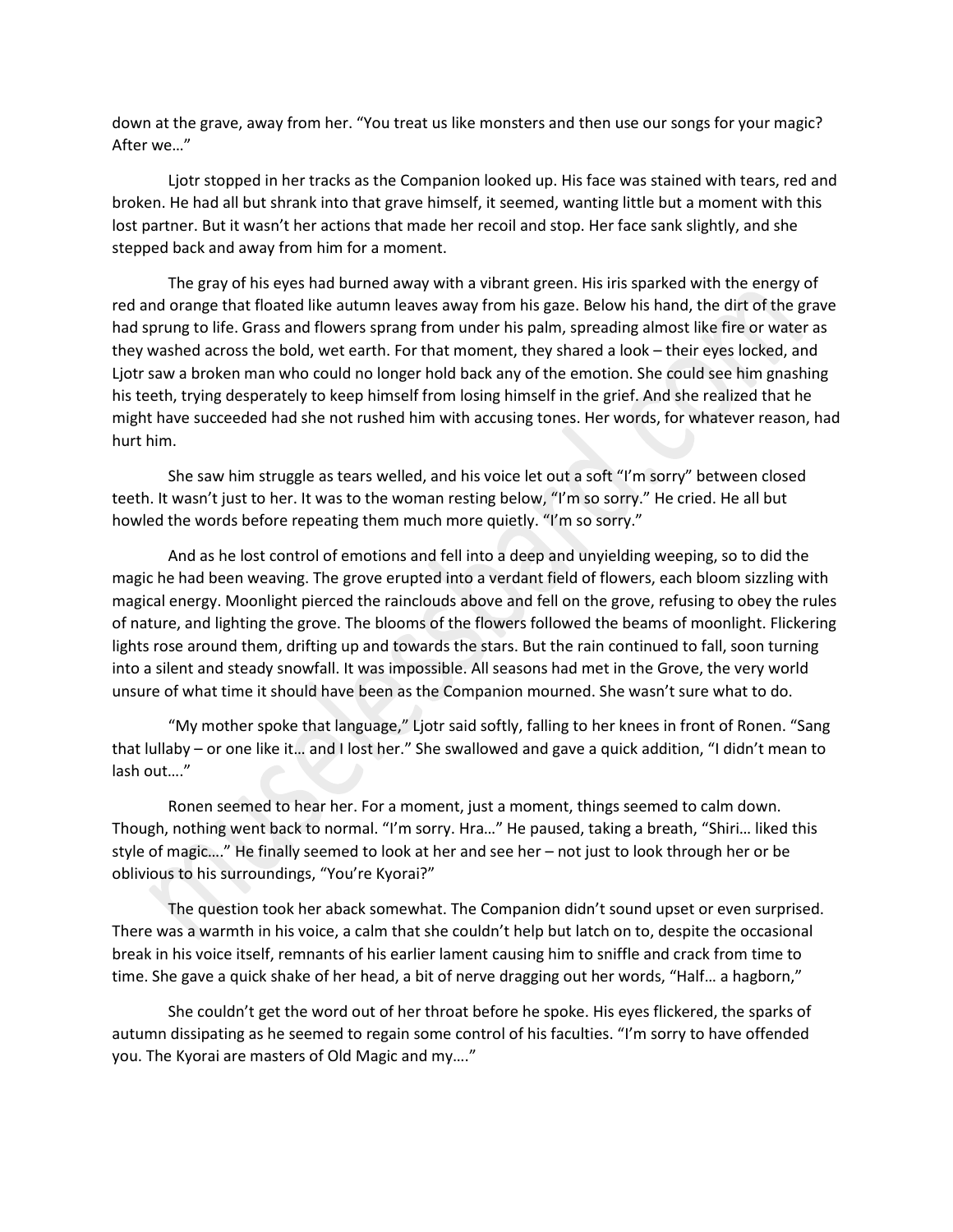down at the grave, away from her. "You treat us like monsters and then use our songs for your magic? After we…"

Ljotr stopped in her tracks as the Companion looked up. His face was stained with tears, red and broken. He had all but shrank into that grave himself, it seemed, wanting little but a moment with this lost partner. But it wasn't her actions that made her recoil and stop. Her face sank slightly, and she stepped back and away from him for a moment.

The gray of his eyes had burned away with a vibrant green. His iris sparked with the energy of red and orange that floated like autumn leaves away from his gaze. Below his hand, the dirt of the grave had sprung to life. Grass and flowers sprang from under his palm, spreading almost like fire or water as they washed across the bold, wet earth. For that moment, they shared a look – their eyes locked, and Ljotr saw a broken man who could no longer hold back any of the emotion. She could see him gnashing his teeth, trying desperately to keep himself from losing himself in the grief. And she realized that he might have succeeded had she not rushed him with accusing tones. Her words, for whatever reason, had hurt him.

She saw him struggle as tears welled, and his voice let out a soft "I'm sorry" between closed teeth. It wasn't just to her. It was to the woman resting below, "I'm so sorry." He cried. He all but howled the words before repeating them much more quietly. "I'm so sorry."

And as he lost control of emotions and fell into a deep and unyielding weeping, so to did the magic he had been weaving. The grove erupted into a verdant field of flowers, each bloom sizzling with magical energy. Moonlight pierced the rainclouds above and fell on the grove, refusing to obey the rules of nature, and lighting the grove. The blooms of the flowers followed the beams of moonlight. Flickering lights rose around them, drifting up and towards the stars. But the rain continued to fall, soon turning into a silent and steady snowfall. It was impossible. All seasons had met in the Grove, the very world unsure of what time it should have been as the Companion mourned. She wasn't sure what to do.

"My mother spoke that language," Ljotr said softly, falling to her knees in front of Ronen. "Sang that lullaby – or one like it… and I lost her." She swallowed and gave a quick addition, "I didn't mean to lash out…."

Ronen seemed to hear her. For a moment, just a moment, things seemed to calm down. Though, nothing went back to normal. "I'm sorry. Hra…" He paused, taking a breath, "Shiri… liked this style of magic…." He finally seemed to look at her and see her – not just to look through her or be oblivious to his surroundings, "You're Kyorai?"

The question took her aback somewhat. The Companion didn't sound upset or even surprised. There was a warmth in his voice, a calm that she couldn't help but latch on to, despite the occasional break in his voice itself, remnants of his earlier lament causing him to sniffle and crack from time to time. She gave a quick shake of her head, a bit of nerve dragging out her words, "Half… a hagborn,"

She couldn't get the word out of her throat before he spoke. His eyes flickered, the sparks of autumn dissipating as he seemed to regain some control of his faculties. "I'm sorry to have offended you. The Kyorai are masters of Old Magic and my…."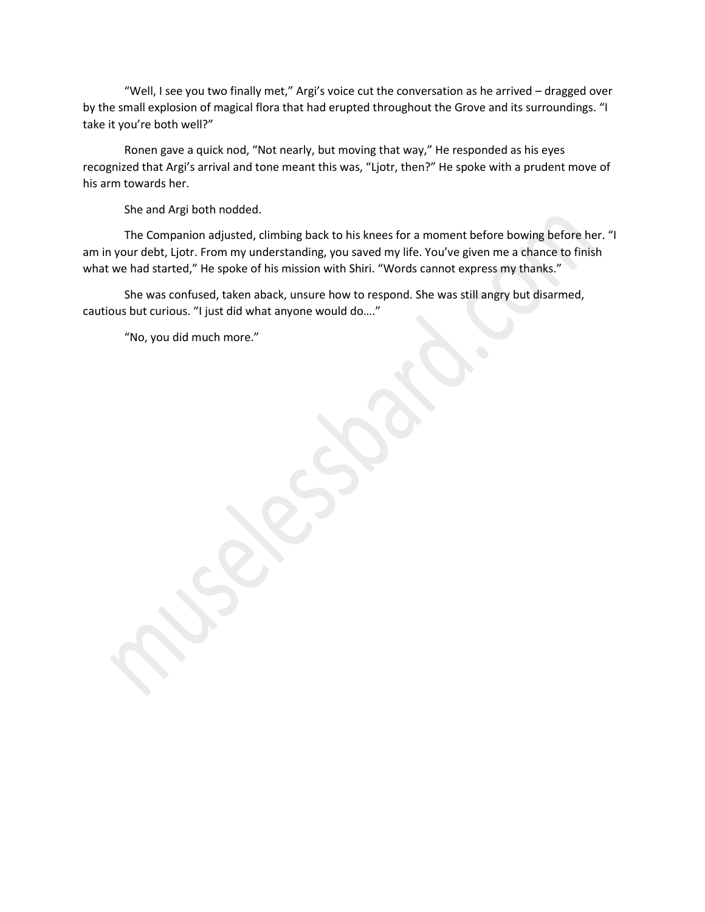"Well, I see you two finally met," Argi's voice cut the conversation as he arrived – dragged over by the small explosion of magical flora that had erupted throughout the Grove and its surroundings. "I take it you're both well?"

Ronen gave a quick nod, "Not nearly, but moving that way," He responded as his eyes recognized that Argi's arrival and tone meant this was, "Ljotr, then?" He spoke with a prudent move of his arm towards her.

She and Argi both nodded.

The Companion adjusted, climbing back to his knees for a moment before bowing before her. "I am in your debt, Ljotr. From my understanding, you saved my life. You've given me a chance to finish what we had started," He spoke of his mission with Shiri. "Words cannot express my thanks."

She was confused, taken aback, unsure how to respond. She was still angry but disarmed, cautious but curious. "I just did what anyone would do…."

"No, you did much more."